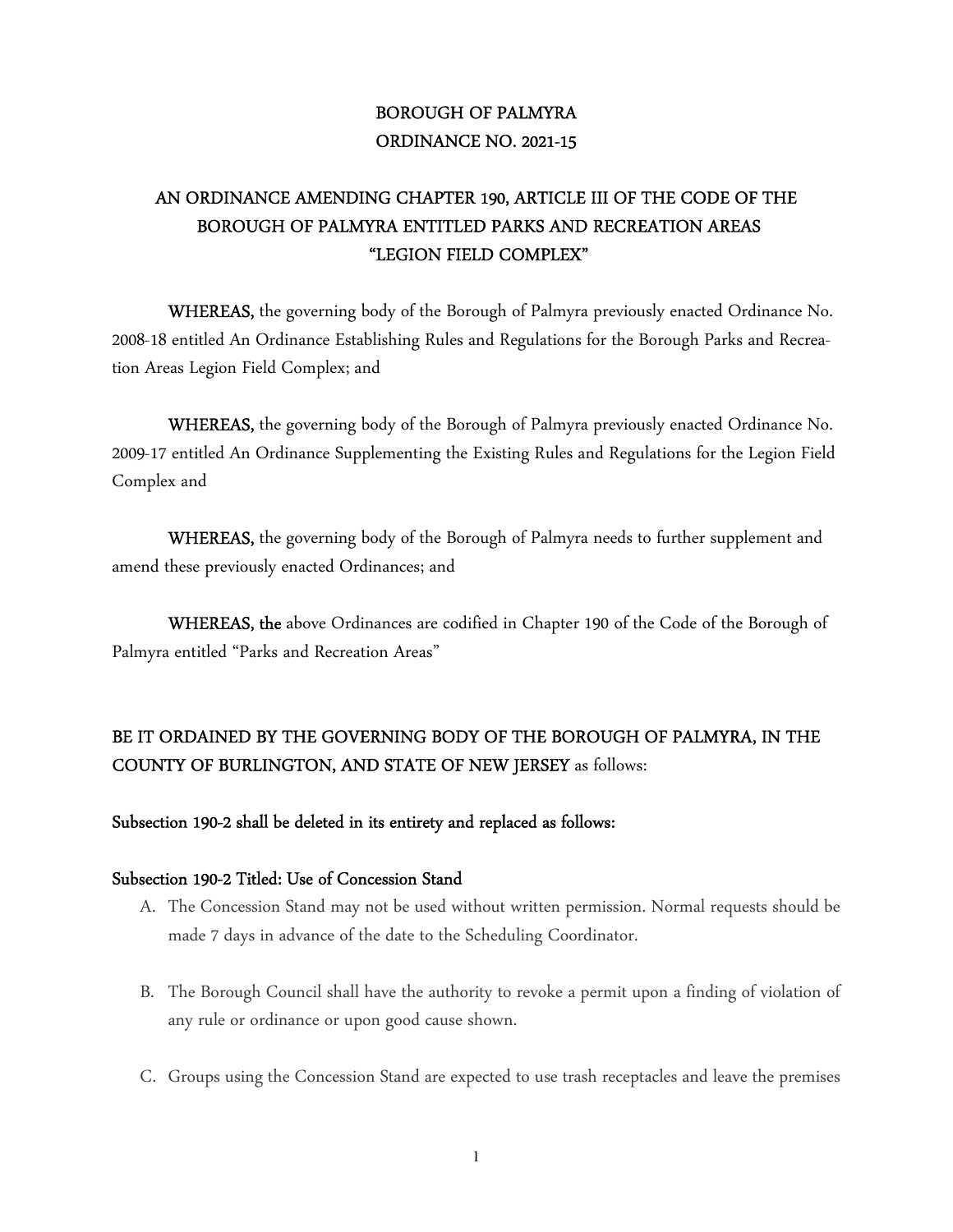# BOROUGH OF PALMYRA
# ORDINANCE NO. 2021-15

## AN ORDINANCE AMENDING CHAPTER 190, ARTICLE III OF THE CODE OF THE BOROUGH OF PALMYRA ENTITLED PARKS AND RECREATION AREAS "LEGION FIELD COMPLEX"

**WHEREAS,** the governing body of the Borough of Palmyra previously enacted Ordinance No. 2008-18 entitled An Ordinance Establishing Rules and Regulations for the Borough Parks and Recreation Areas Legion Field Complex; and

**WHEREAS,** the governing body of the Borough of Palmyra previously enacted Ordinance No. 2009-17 entitled An Ordinance Supplementing the Existing Rules and Regulations for the Legion Field Complex and

**WHEREAS,** the governing body of the Borough of Palmyra needs to further supplement and amend these previously enacted Ordinances; and

**WHEREAS, the** above Ordinances are codified in Chapter 190 of the Code of the Borough of Palmyra entitled "Parks and Recreation Areas"

**BE IT ORDAINED BY THE GOVERNING BODY OF THE BOROUGH OF PALMYRA, IN THE COUNTY OF BURLINGTON, AND STATE OF NEW JERSEY** as follows:

**Subsection 190-2 shall be deleted in its entirety and replaced as follows:**

**Subsection 190-2 Titled: Use of Concession Stand**

A. The Concession Stand may not be used without written permission. Normal requests should be made 7 days in advance of the date to the Scheduling Coordinator.

B. The Borough Council shall have the authority to revoke a permit upon a finding of violation of any rule or ordinance or upon good cause shown.

C. Groups using the Concession Stand are expected to use trash receptacles and leave the premises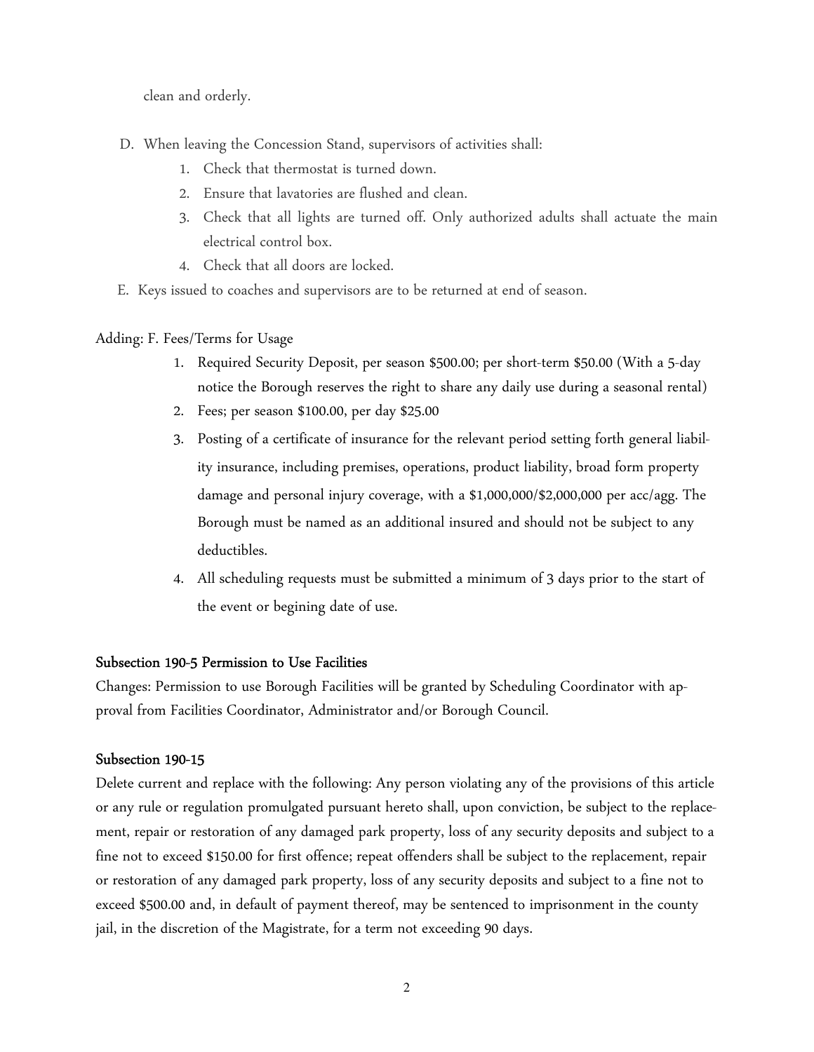clean and orderly.

D. When leaving the Concession Stand, supervisors of activities shall:
   1. Check that thermostat is turned down.
   2. Ensure that lavatories are flushed and clean.
   3. Check that all lights are turned off. Only authorized adults shall actuate the main electrical control box.
   4. Check that all doors are locked.

E. Keys issued to coaches and supervisors are to be returned at end of season.

Adding: F. Fees/Terms for Usage

1. Required Security Deposit, per season $500.00; per short-term $50.00 (With a 5-day notice the Borough reserves the right to share any daily use during a seasonal rental)
2. Fees; per season $100.00, per day $25.00
3. Posting of a certificate of insurance for the relevant period setting forth general liability insurance, including premises, operations, product liability, broad form property damage and personal injury coverage, with a $1,000,000/$2,000,000 per acc/agg. The Borough must be named as an additional insured and should not be subject to any deductibles.
4. All scheduling requests must be submitted a minimum of 3 days prior to the start of the event or begining date of use.

**Subsection 190-5 Permission to Use Facilities**

Changes: Permission to use Borough Facilities will be granted by Scheduling Coordinator with approval from Facilities Coordinator, Administrator and/or Borough Council.

**Subsection 190-15**

Delete current and replace with the following: Any person violating any of the provisions of this article or any rule or regulation promulgated pursuant hereto shall, upon conviction, be subject to the replacement, repair or restoration of any damaged park property, loss of any security deposits and subject to a fine not to exceed $150.00 for first offence; repeat offenders shall be subject to the replacement, repair or restoration of any damaged park property, loss of any security deposits and subject to a fine not to exceed $500.00 and, in default of payment thereof, may be sentenced to imprisonment in the county jail, in the discretion of the Magistrate, for a term not exceeding 90 days.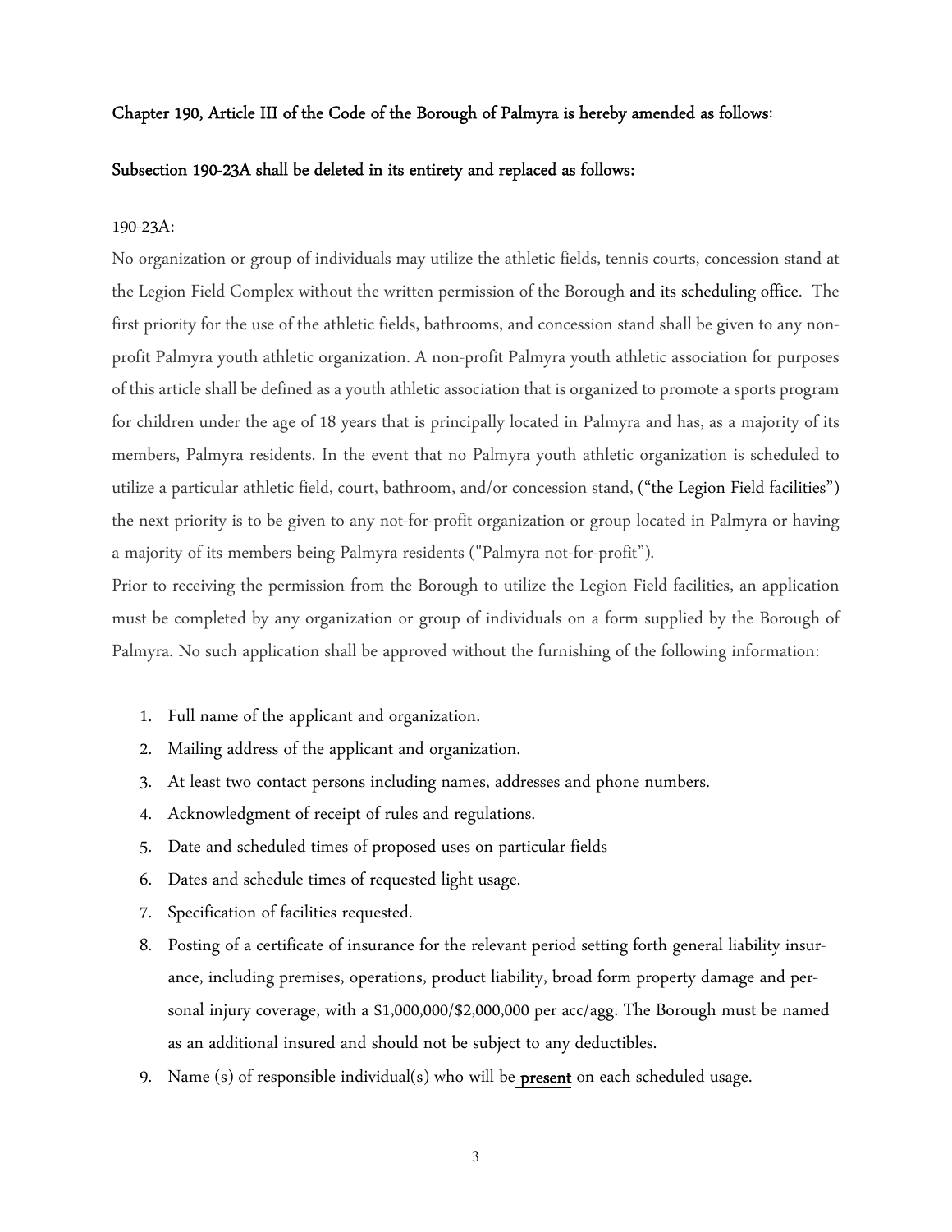**Chapter 190, Article III of the Code of the Borough of Palmyra is hereby amended as follows:**

**Subsection 190-23A shall be deleted in its entirety and replaced as follows:**

190-23A:

No organization or group of individuals may utilize the athletic fields, tennis courts, concession stand at the Legion Field Complex without the written permission of the Borough and its scheduling office. The first priority for the use of the athletic fields, bathrooms, and concession stand shall be given to any non-profit Palmyra youth athletic organization. A non-profit Palmyra youth athletic association for purposes of this article shall be defined as a youth athletic association that is organized to promote a sports program for children under the age of 18 years that is principally located in Palmyra and has, as a majority of its members, Palmyra residents. In the event that no Palmyra youth athletic organization is scheduled to utilize a particular athletic field, court, bathroom, and/or concession stand, ("the Legion Field facilities") the next priority is to be given to any not-for-profit organization or group located in Palmyra or having a majority of its members being Palmyra residents ("Palmyra not-for-profit").

Prior to receiving the permission from the Borough to utilize the Legion Field facilities, an application must be completed by any organization or group of individuals on a form supplied by the Borough of Palmyra. No such application shall be approved without the furnishing of the following information:

1. Full name of the applicant and organization.
2. Mailing address of the applicant and organization.
3. At least two contact persons including names, addresses and phone numbers.
4. Acknowledgment of receipt of rules and regulations.
5. Date and scheduled times of proposed uses on particular fields
6. Dates and schedule times of requested light usage.
7. Specification of facilities requested.
8. Posting of a certificate of insurance for the relevant period setting forth general liability insurance, including premises, operations, product liability, broad form property damage and personal injury coverage, with a $1,000,000/$2,000,000 per acc/agg. The Borough must be named as an additional insured and should not be subject to any deductibles.
9. Name (s) of responsible individual(s) who will be **present** on each scheduled usage.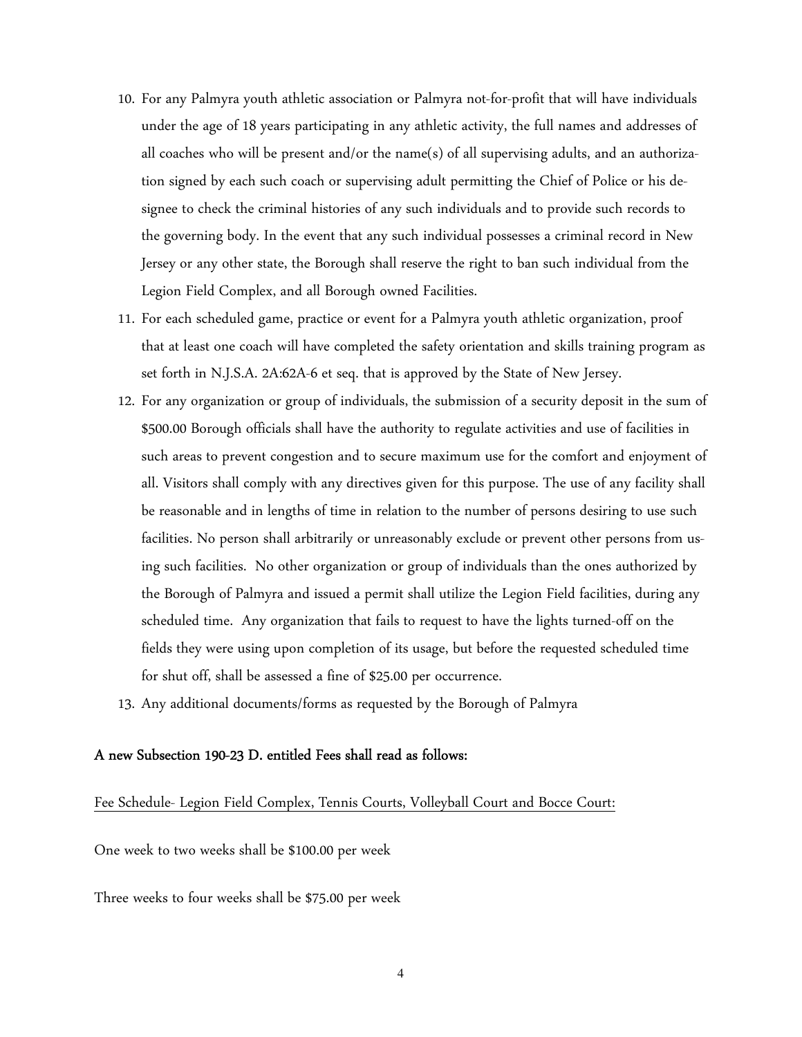10. For any Palmyra youth athletic association or Palmyra not-for-profit that will have individuals under the age of 18 years participating in any athletic activity, the full names and addresses of all coaches who will be present and/or the name(s) of all supervising adults, and an authorization signed by each such coach or supervising adult permitting the Chief of Police or his designee to check the criminal histories of any such individuals and to provide such records to the governing body. In the event that any such individual possesses a criminal record in New Jersey or any other state, the Borough shall reserve the right to ban such individual from the Legion Field Complex, and all Borough owned Facilities.
11. For each scheduled game, practice or event for a Palmyra youth athletic organization, proof that at least one coach will have completed the safety orientation and skills training program as set forth in N.J.S.A. 2A:62A-6 et seq. that is approved by the State of New Jersey.
12. For any organization or group of individuals, the submission of a security deposit in the sum of $500.00 Borough officials shall have the authority to regulate activities and use of facilities in such areas to prevent congestion and to secure maximum use for the comfort and enjoyment of all. Visitors shall comply with any directives given for this purpose. The use of any facility shall be reasonable and in lengths of time in relation to the number of persons desiring to use such facilities. No person shall arbitrarily or unreasonably exclude or prevent other persons from using such facilities. No other organization or group of individuals than the ones authorized by the Borough of Palmyra and issued a permit shall utilize the Legion Field facilities, during any scheduled time. Any organization that fails to request to have the lights turned-off on the fields they were using upon completion of its usage, but before the requested scheduled time for shut off, shall be assessed a fine of $25.00 per occurrence.
13. Any additional documents/forms as requested by the Borough of Palmyra

**A new Subsection 190-23 D. entitled Fees shall read as follows:**

<u>Fee Schedule- Legion Field Complex, Tennis Courts, Volleyball Court and Bocce Court:</u>

One week to two weeks shall be $100.00 per week

Three weeks to four weeks shall be $75.00 per week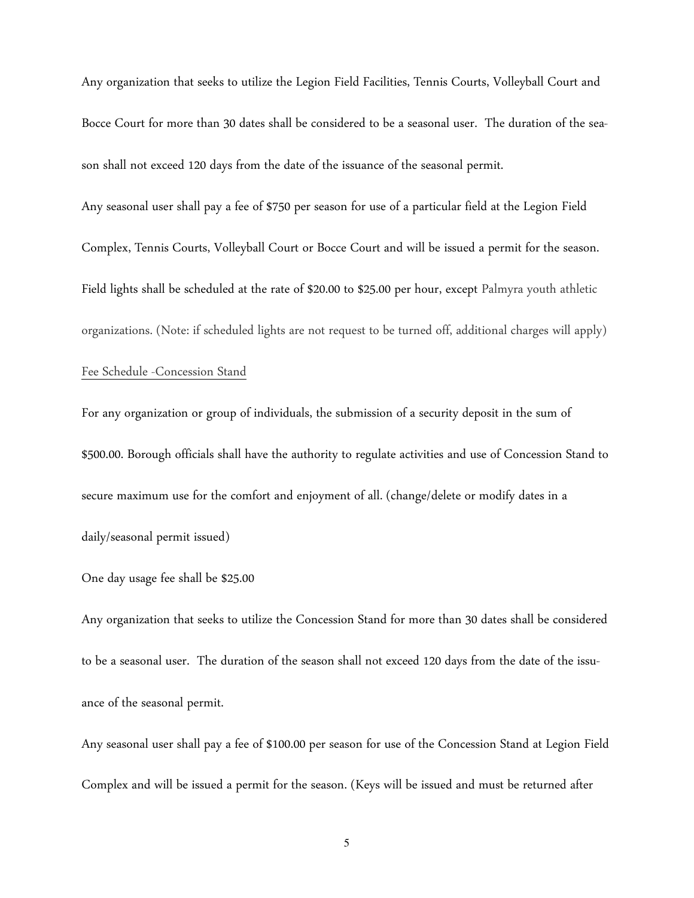Any organization that seeks to utilize the Legion Field Facilities, Tennis Courts, Volleyball Court and Bocce Court for more than 30 dates shall be considered to be a seasonal user. The duration of the season shall not exceed 120 days from the date of the issuance of the seasonal permit.

Any seasonal user shall pay a fee of $750 per season for use of a particular field at the Legion Field Complex, Tennis Courts, Volleyball Court or Bocce Court and will be issued a permit for the season. Field lights shall be scheduled at the rate of $20.00 to $25.00 per hour, except Palmyra youth athletic organizations. (Note: if scheduled lights are not request to be turned off, additional charges will apply)

<u>Fee Schedule -Concession Stand</u>

For any organization or group of individuals, the submission of a security deposit in the sum of $500.00. Borough officials shall have the authority to regulate activities and use of Concession Stand to secure maximum use for the comfort and enjoyment of all. (change/delete or modify dates in a daily/seasonal permit issued)

One day usage fee shall be $25.00

Any organization that seeks to utilize the Concession Stand for more than 30 dates shall be considered to be a seasonal user. The duration of the season shall not exceed 120 days from the date of the issuance of the seasonal permit.

Any seasonal user shall pay a fee of $100.00 per season for use of the Concession Stand at Legion Field Complex and will be issued a permit for the season. (Keys will be issued and must be returned after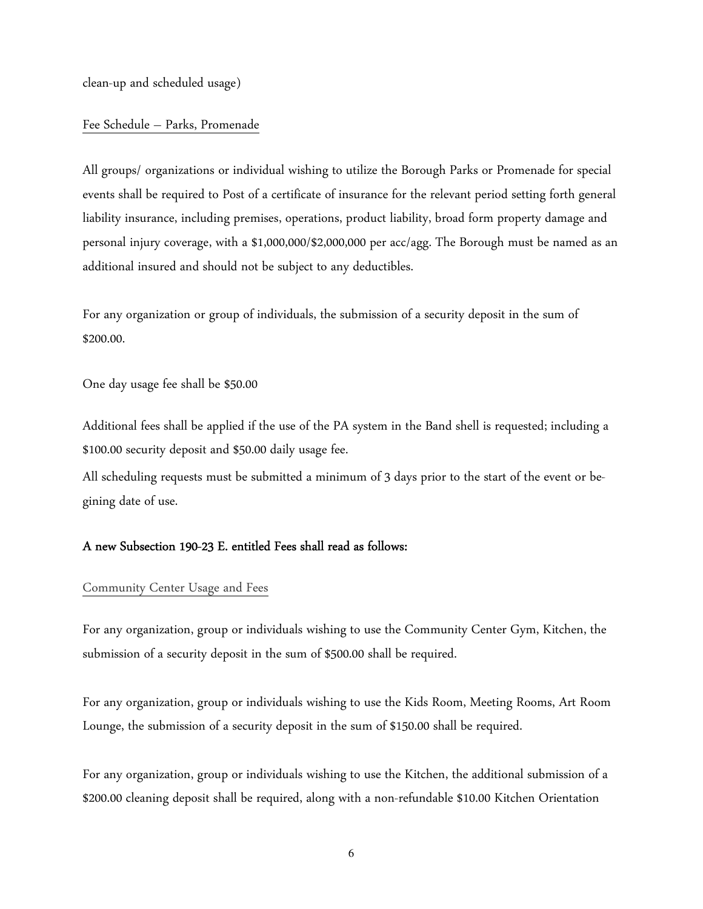clean-up and scheduled usage)

Fee Schedule – Parks, Promenade

All groups/ organizations or individual wishing to utilize the Borough Parks or Promenade for special events shall be required to Post of a certificate of insurance for the relevant period setting forth general liability insurance, including premises, operations, product liability, broad form property damage and personal injury coverage, with a $1,000,000/$2,000,000 per acc/agg. The Borough must be named as an additional insured and should not be subject to any deductibles.

For any organization or group of individuals, the submission of a security deposit in the sum of $200.00.

One day usage fee shall be $50.00

Additional fees shall be applied if the use of the PA system in the Band shell is requested; including a $100.00 security deposit and $50.00 daily usage fee.
All scheduling requests must be submitted a minimum of 3 days prior to the start of the event or begining date of use.

**A new Subsection 190-23 E. entitled Fees shall read as follows:**

Community Center Usage and Fees

For any organization, group or individuals wishing to use the Community Center Gym, Kitchen, the submission of a security deposit in the sum of $500.00 shall be required.

For any organization, group or individuals wishing to use the Kids Room, Meeting Rooms, Art Room Lounge, the submission of a security deposit in the sum of $150.00 shall be required.

For any organization, group or individuals wishing to use the Kitchen, the additional submission of a $200.00 cleaning deposit shall be required, along with a non-refundable $10.00 Kitchen Orientation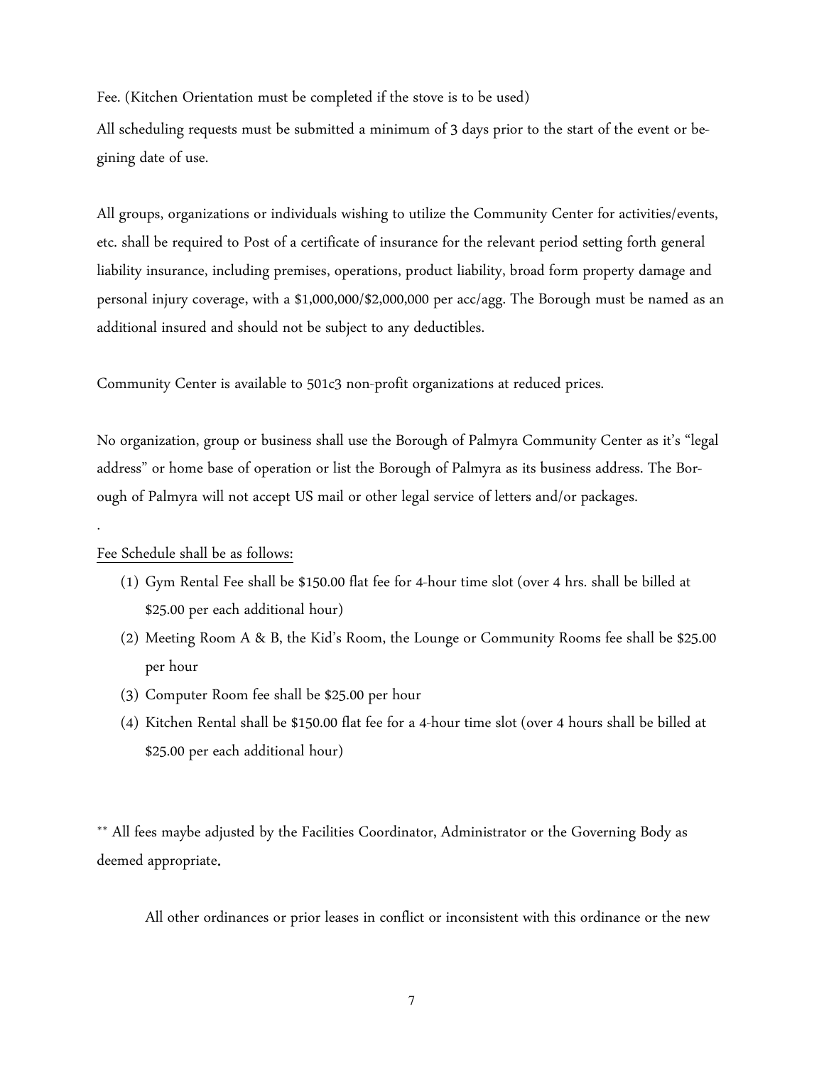Fee. (Kitchen Orientation must be completed if the stove is to be used)

All scheduling requests must be submitted a minimum of 3 days prior to the start of the event or begining date of use.

All groups, organizations or individuals wishing to utilize the Community Center for activities/events, etc. shall be required to Post of a certificate of insurance for the relevant period setting forth general liability insurance, including premises, operations, product liability, broad form property damage and personal injury coverage, with a $1,000,000/$2,000,000 per acc/agg. The Borough must be named as an additional insured and should not be subject to any deductibles.

Community Center is available to 501c3 non-profit organizations at reduced prices.

No organization, group or business shall use the Borough of Palmyra Community Center as it's "legal address" or home base of operation or list the Borough of Palmyra as its business address. The Borough of Palmyra will not accept US mail or other legal service of letters and/or packages.

.

Fee Schedule shall be as follows:

(1) Gym Rental Fee shall be $150.00 flat fee for 4-hour time slot (over 4 hrs. shall be billed at $25.00 per each additional hour)

(2) Meeting Room A & B, the Kid's Room, the Lounge or Community Rooms fee shall be $25.00 per hour

(3) Computer Room fee shall be $25.00 per hour

(4) Kitchen Rental shall be $150.00 flat fee for a 4-hour time slot (over 4 hours shall be billed at $25.00 per each additional hour)

** All fees maybe adjusted by the Facilities Coordinator, Administrator or the Governing Body as deemed appropriate.

All other ordinances or prior leases in conflict or inconsistent with this ordinance or the new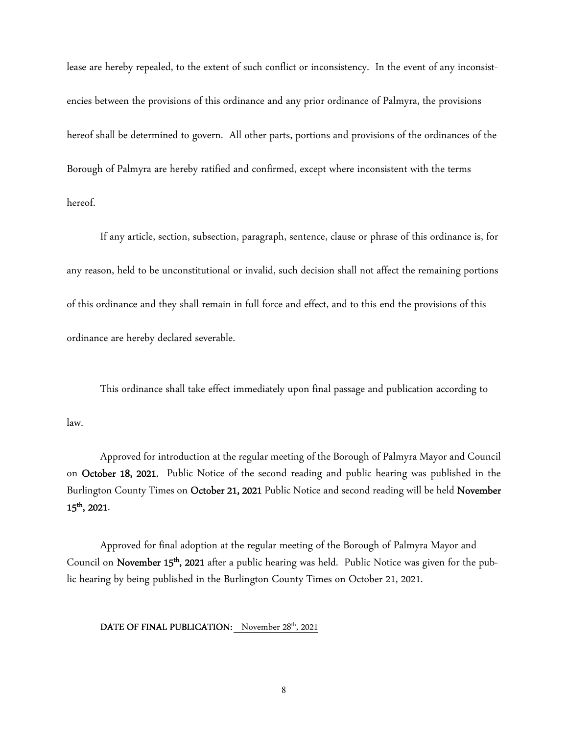lease are hereby repealed, to the extent of such conflict or inconsistency. In the event of any inconsistencies between the provisions of this ordinance and any prior ordinance of Palmyra, the provisions hereof shall be determined to govern. All other parts, portions and provisions of the ordinances of the Borough of Palmyra are hereby ratified and confirmed, except where inconsistent with the terms hereof.

If any article, section, subsection, paragraph, sentence, clause or phrase of this ordinance is, for any reason, held to be unconstitutional or invalid, such decision shall not affect the remaining portions of this ordinance and they shall remain in full force and effect, and to this end the provisions of this ordinance are hereby declared severable.

This ordinance shall take effect immediately upon final passage and publication according to law.

Approved for introduction at the regular meeting of the Borough of Palmyra Mayor and Council on **October 18, 2021.** Public Notice of the second reading and public hearing was published in the Burlington County Times on **October 21, 2021** Public Notice and second reading will be held **November 15th, 2021**.

Approved for final adoption at the regular meeting of the Borough of Palmyra Mayor and Council on **November 15th, 2021** after a public hearing was held. Public Notice was given for the public hearing by being published in the Burlington County Times on October 21, 2021.

**DATE OF FINAL PUBLICATION:** November 28th, 2021